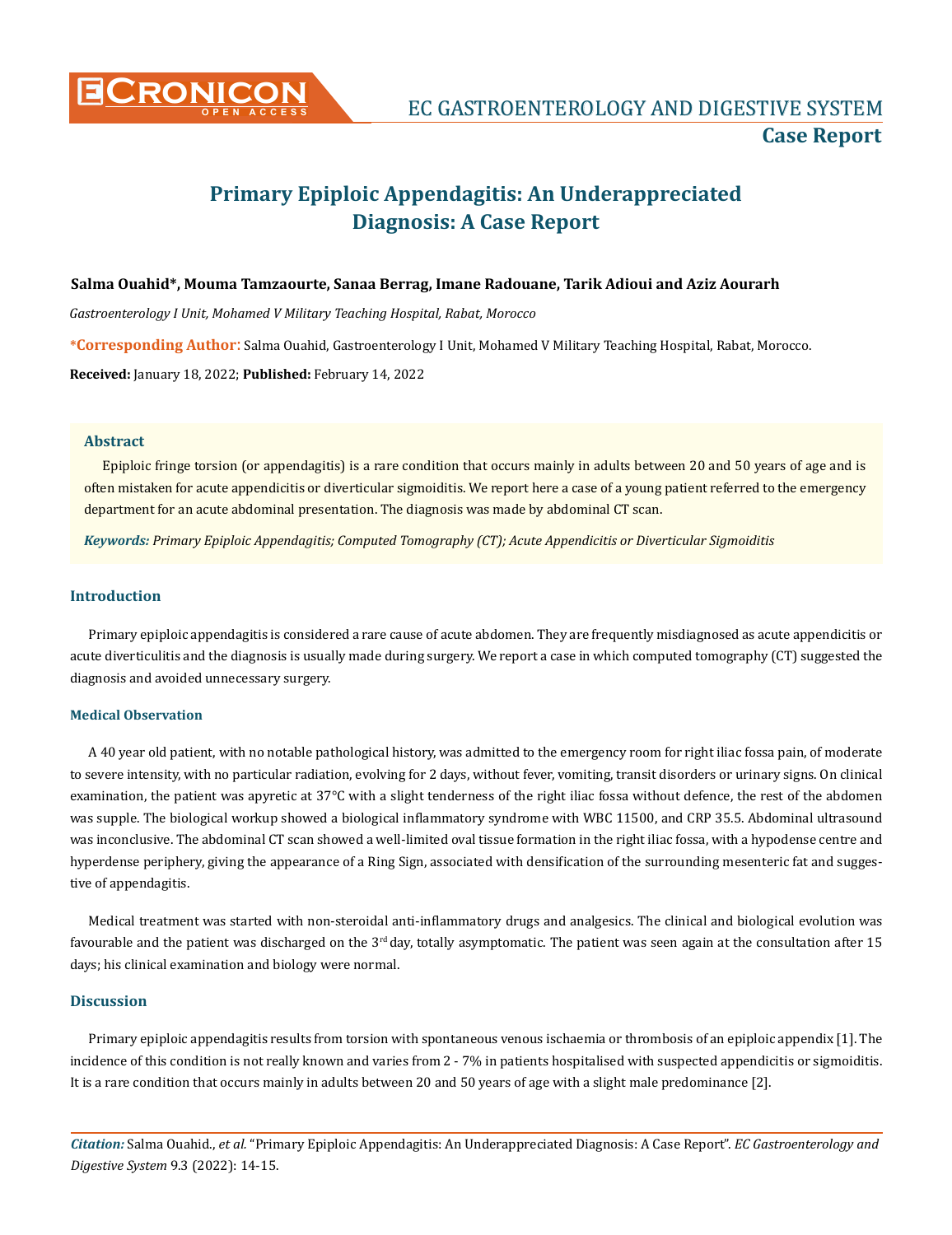# Primary Epiploic Appendagitis: An Underappreciated Diagnosis: A Case Report

**Salma Ouahid\*, Mouma Tamzaourte, Sanaa Berrag, Imane Radouane, Tarik Adioui and Aziz Aourarh**

*Gastroenterology I Unit, Mohamed V Military Teaching Hospital, Rabat, Morocco*

**\*Corresponding Author**: Salma Ouahid, Gastroenterology I Unit, Mohamed V Military Teaching Hospital, Rabat, Morocco.

**Received:** January 18, 2022; **Published:** February 14, 2022

## Abstract

Epiploic fringe torsion (or appendagitis) is a rare condition that occurs mainly in adults between 20 and 50 years of age and is often mistaken for acute appendicitis or diverticular sigmoiditis. We report here a case of a young patient referred to the emergency department for an acute abdominal presentation. The diagnosis was made by abdominal CT scan.

***Keywords:*** *Primary Epiploic Appendagitis; Computed Tomography (CT); Acute Appendicitis or Diverticular Sigmoiditis*

## Introduction

Primary epiploic appendagitis is considered a rare cause of acute abdomen. They are frequently misdiagnosed as acute appendicitis or acute diverticulitis and the diagnosis is usually made during surgery. We report a case in which computed tomography (CT) suggested the diagnosis and avoided unnecessary surgery.

### Medical Observation

A 40 year old patient, with no notable pathological history, was admitted to the emergency room for right iliac fossa pain, of moderate to severe intensity, with no particular radiation, evolving for 2 days, without fever, vomiting, transit disorders or urinary signs. On clinical examination, the patient was apyretic at 37°C with a slight tenderness of the right iliac fossa without defence, the rest of the abdomen was supple. The biological workup showed a biological inflammatory syndrome with WBC 11500, and CRP 35.5. Abdominal ultrasound was inconclusive. The abdominal CT scan showed a well-limited oval tissue formation in the right iliac fossa, with a hypodense centre and hyperdense periphery, giving the appearance of a Ring Sign, associated with densification of the surrounding mesenteric fat and suggestive of appendagitis.

Medical treatment was started with non-steroidal anti-inflammatory drugs and analgesics. The clinical and biological evolution was favourable and the patient was discharged on the 3rd day, totally asymptomatic. The patient was seen again at the consultation after 15 days; his clinical examination and biology were normal.

## Discussion

Primary epiploic appendagitis results from torsion with spontaneous venous ischaemia or thrombosis of an epiploic appendix [1]. The incidence of this condition is not really known and varies from 2 - 7% in patients hospitalised with suspected appendicitis or sigmoiditis. It is a rare condition that occurs mainly in adults between 20 and 50 years of age with a slight male predominance [2].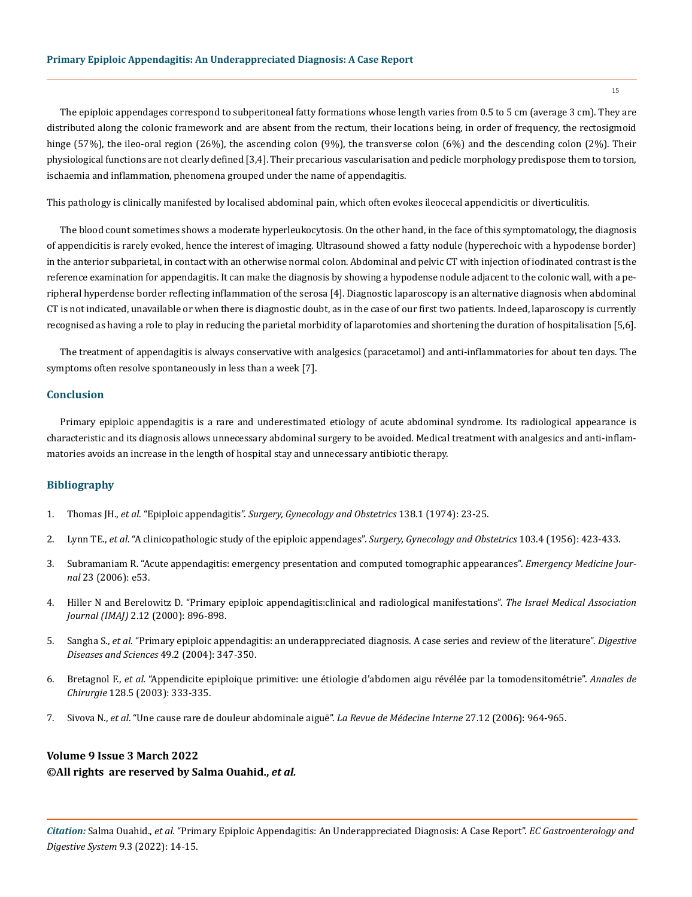The epiploic appendages correspond to subperitoneal fatty formations whose length varies from 0.5 to 5 cm (average 3 cm). They are distributed along the colonic framework and are absent from the rectum, their locations being, in order of frequency, the rectosigmoid hinge (57%), the ileo-oral region (26%), the ascending colon (9%), the transverse colon (6%) and the descending colon (2%). Their physiological functions are not clearly defined [3,4]. Their precarious vascularisation and pedicle morphology predispose them to torsion, ischaemia and inflammation, phenomena grouped under the name of appendagitis.

This pathology is clinically manifested by localised abdominal pain, which often evokes ileocecal appendicitis or diverticulitis.

The blood count sometimes shows a moderate hyperleukocytosis. On the other hand, in the face of this symptomatology, the diagnosis of appendicitis is rarely evoked, hence the interest of imaging. Ultrasound showed a fatty nodule (hyperechoic with a hypodense border) in the anterior subparietal, in contact with an otherwise normal colon. Abdominal and pelvic CT with injection of iodinated contrast is the reference examination for appendagitis. It can make the diagnosis by showing a hypodense nodule adjacent to the colonic wall, with a peripheral hyperdense border reflecting inflammation of the serosa [4]. Diagnostic laparoscopy is an alternative diagnosis when abdominal CT is not indicated, unavailable or when there is diagnostic doubt, as in the case of our first two patients. Indeed, laparoscopy is currently recognised as having a role to play in reducing the parietal morbidity of laparotomies and shortening the duration of hospitalisation [5,6].

The treatment of appendagitis is always conservative with analgesics (paracetamol) and anti-inflammatories for about ten days. The symptoms often resolve spontaneously in less than a week [7].

## Conclusion

Primary epiploic appendagitis is a rare and underestimated etiology of acute abdominal syndrome. Its radiological appearance is characteristic and its diagnosis allows unnecessary abdominal surgery to be avoided. Medical treatment with analgesics and anti-inflammatories avoids an increase in the length of hospital stay and unnecessary antibiotic therapy.

## Bibliography

1. Thomas JH., *et al*. "Epiploic appendagitis". *Surgery, Gynecology and Obstetrics* 138.1 (1974): 23-25.
2. Lynn TE., *et al*. "A clinicopathologic study of the epiploic appendages". *Surgery, Gynecology and Obstetrics* 103.4 (1956): 423-433.
3. Subramaniam R. "Acute appendagitis: emergency presentation and computed tomographic appearances". *Emergency Medicine Journal* 23 (2006): e53.
4. Hiller N and Berelowitz D. "Primary epiploic appendagitis:clinical and radiological manifestations". *The Israel Medical Association Journal (IMAJ)* 2.12 (2000): 896-898.
5. Sangha S., *et al*. "Primary epiploic appendagitis: an underappreciated diagnosis. A case series and review of the literature". *Digestive Diseases and Sciences* 49.2 (2004): 347-350.
6. Bretagnol F., *et al*. "Appendicite epiploique primitive: une étiologie d'abdomen aigu révélée par la tomodensitométrie". *Annales de Chirurgie* 128.5 (2003): 333-335.
7. Sivova N., *et al*. "Une cause rare de douleur abdominale aiguë". *La Revue de Médecine Interne* 27.12 (2006): 964-965.

**Volume 9 Issue 3 March 2022**
**©All rights are reserved by Salma Ouahid., *et al.***